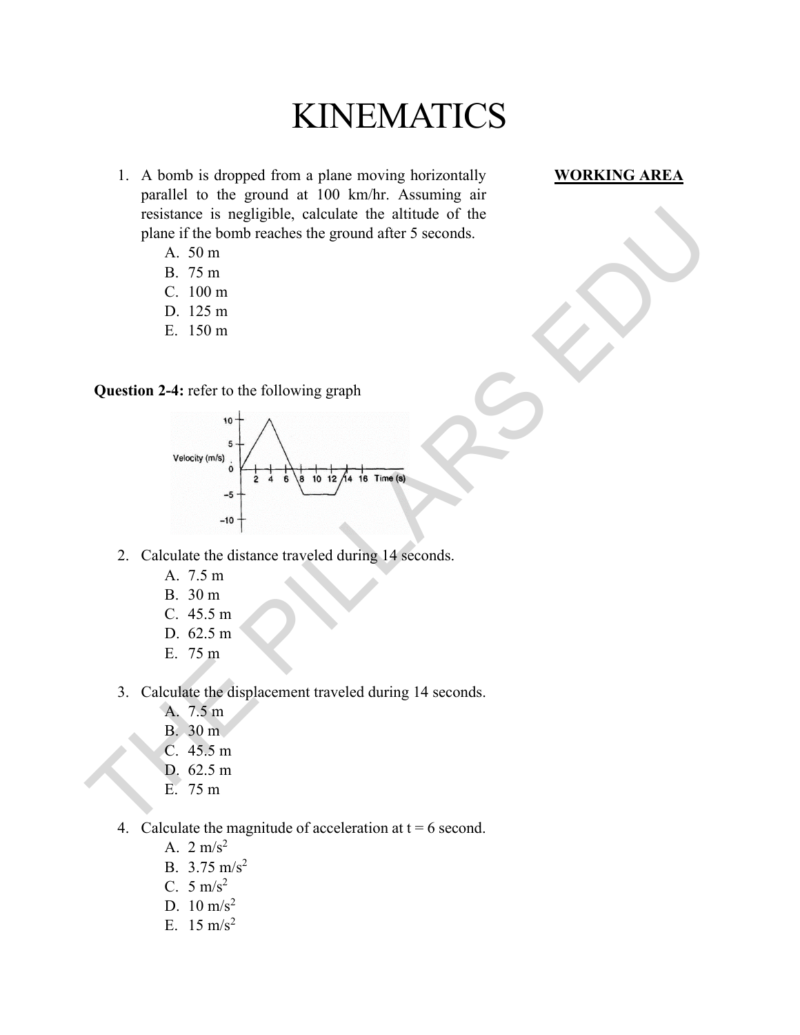# KINEMATICS

**WORKING AREA**

1. A bomb is dropped from a plane moving horizontally parallel to the ground at 100 km/hr. Assuming air resistance is negligible, calculate the altitude of the plane if the bomb reaches the ground after 5 seconds.
   A. 50 m
   B. 75 m
   C. 100 m
   D. 125 m
   E. 150 m

**Question 2-4:** refer to the following graph

Velocity (m/s)
10
5
0
−5
−10
2 4 6 8 10 12 14 16 Time (s)

2. Calculate the distance traveled during 14 seconds.
   A. 7.5 m
   B. 30 m
   C. 45.5 m
   D. 62.5 m
   E. 75 m

3. Calculate the displacement traveled during 14 seconds.
   A. 7.5 m
   B. 30 m
   C. 45.5 m
   D. 62.5 m
   E. 75 m

4. Calculate the magnitude of acceleration at t = 6 second.
   A. 2 $m/s^2$
   B. 3.75 $m/s^2$
   C. 5 $m/s^2$
   D. 10 $m/s^2$
   E. 15 $m/s^2$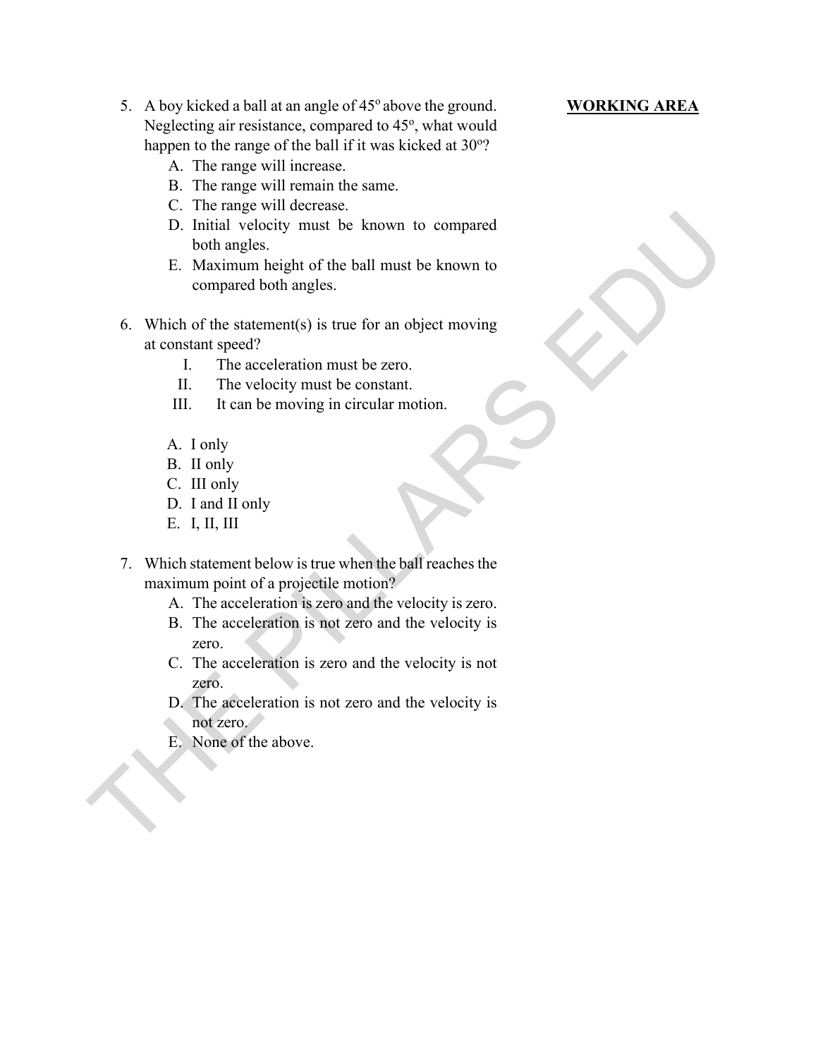5. A boy kicked a ball at an angle of $45^o$ above the ground. Neglecting air resistance, compared to $45^o$, what would happen to the range of the ball if it was kicked at $30^o$?
   A. The range will increase.
   B. The range will remain the same.
   C. The range will decrease.
   D. Initial velocity must be known to compared both angles.
   E. Maximum height of the ball must be known to compared both angles.

**WORKING AREA**

6. Which of the statement(s) is true for an object moving at constant speed?
   I. The acceleration must be zero.
   II. The velocity must be constant.
   III. It can be moving in circular motion.

   A. I only
   B. II only
   C. III only
   D. I and II only
   E. I, II, III

7. Which statement below is true when the ball reaches the maximum point of a projectile motion?
   A. The acceleration is zero and the velocity is zero.
   B. The acceleration is not zero and the velocity is zero.
   C. The acceleration is zero and the velocity is not zero.
   D. The acceleration is not zero and the velocity is not zero.
   E. None of the above.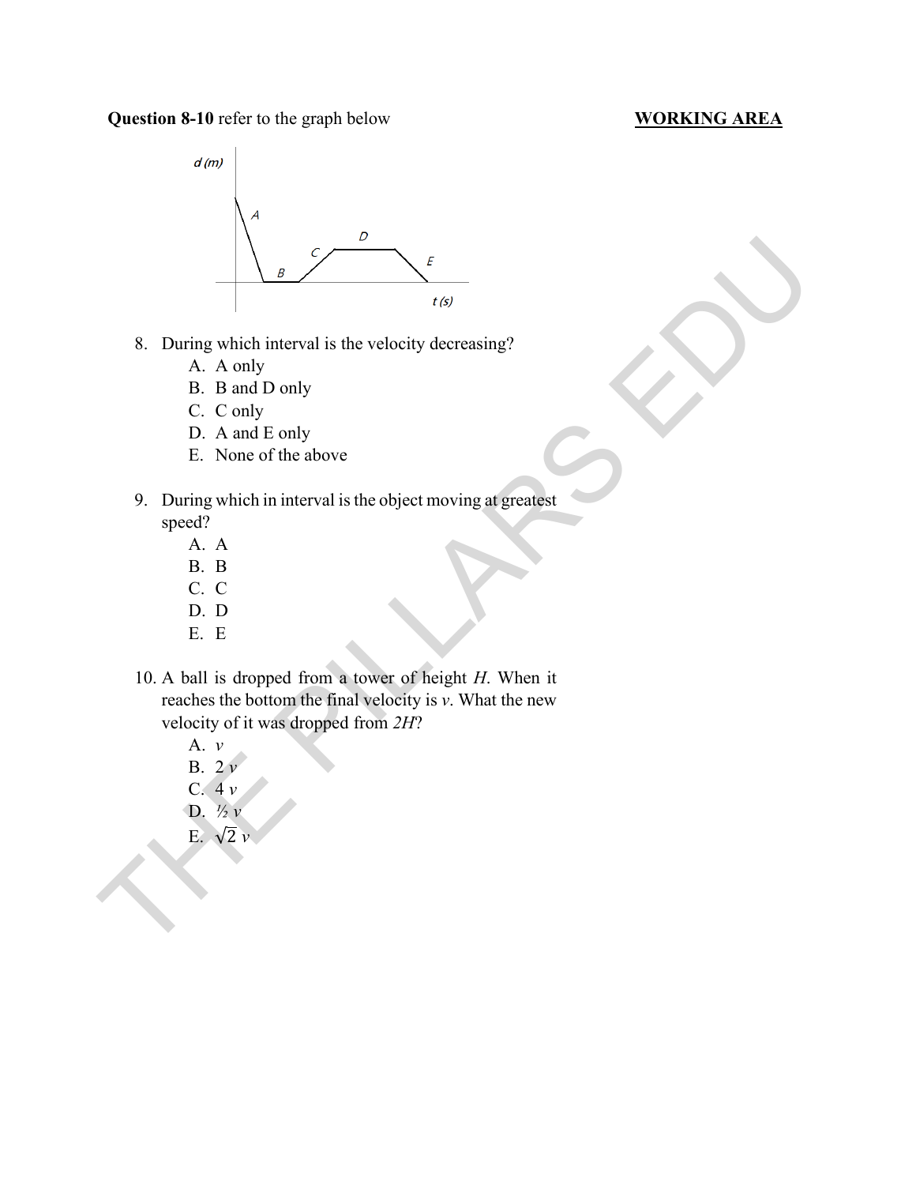**Question 8-10** refer to the graph below

**WORKING AREA**

d (m)

A

D

C

E

B

t (s)

8. During which interval is the velocity decreasing?
   A. A only
   B. B and D only
   C. C only
   D. A and E only
   E. None of the above

9. During which in interval is the object moving at greatest speed?
   A. A
   B. B
   C. C
   D. D
   E. E

10. A ball is dropped from a tower of height *H*. When it reaches the bottom the final velocity is *v*. What the new velocity of it was dropped from *2H*?
   A. $v$
   B. $2v$
   C. $4v$
   D. $\frac{1}{2}v$
   E. $\sqrt{2}\,v$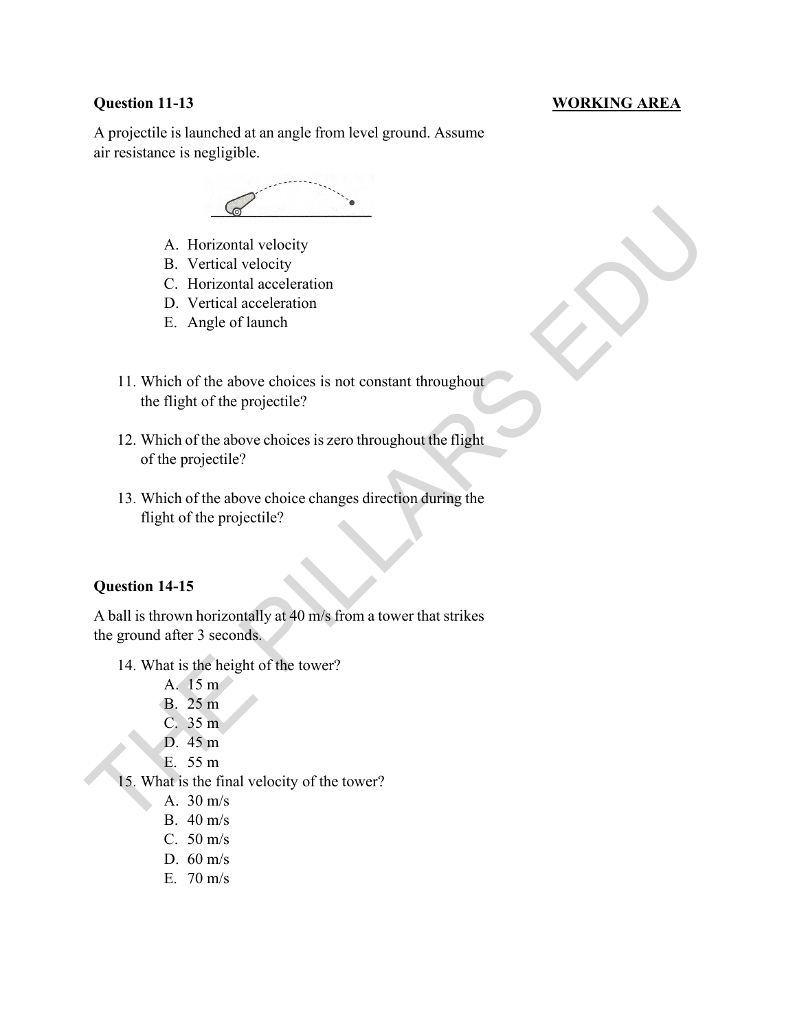**Question 11-13** **WORKING AREA**

A projectile is launched at an angle from level ground. Assume air resistance is negligible.

A. Horizontal velocity
B. Vertical velocity
C. Horizontal acceleration
D. Vertical acceleration
E. Angle of launch

11. Which of the above choices is not constant throughout the flight of the projectile?

12. Which of the above choices is zero throughout the flight of the projectile?

13. Which of the above choice changes direction during the flight of the projectile?

**Question 14-15**

A ball is thrown horizontally at 40 m/s from a tower that strikes the ground after 3 seconds.

14. What is the height of the tower?
    A. 15 m
    B. 25 m
    C. 35 m
    D. 45 m
    E. 55 m

15. What is the final velocity of the tower?
    A. 30 m/s
    B. 40 m/s
    C. 50 m/s
    D. 60 m/s
    E. 70 m/s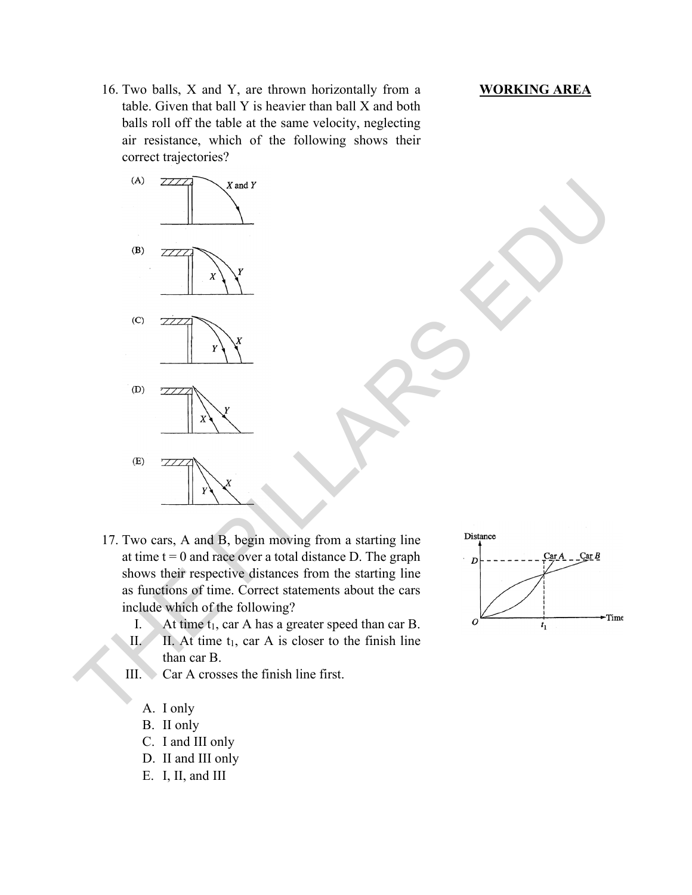16. Two balls, X and Y, are thrown horizontally from a table. Given that ball Y is heavier than ball X and both balls roll off the table at the same velocity, neglecting air resistance, which of the following shows their correct trajectories?

**WORKING AREA**

(A) X and Y

(B) X Y

(C) Y X

(D) X Y

(E) Y X

17. Two cars, A and B, begin moving from a starting line at time t = 0 and race over a total distance D. The graph shows their respective distances from the starting line as functions of time. Correct statements about the cars include which of the following?

Distance
D
Car A
Car B
O
$t_1$
Time

I. At time $t_1$, car A has a greater speed than car B.

II. II. At time $t_1$, car A is closer to the finish line than car B.

III. Car A crosses the finish line first.

A. I only
B. II only
C. I and III only
D. II and III only
E. I, II, and III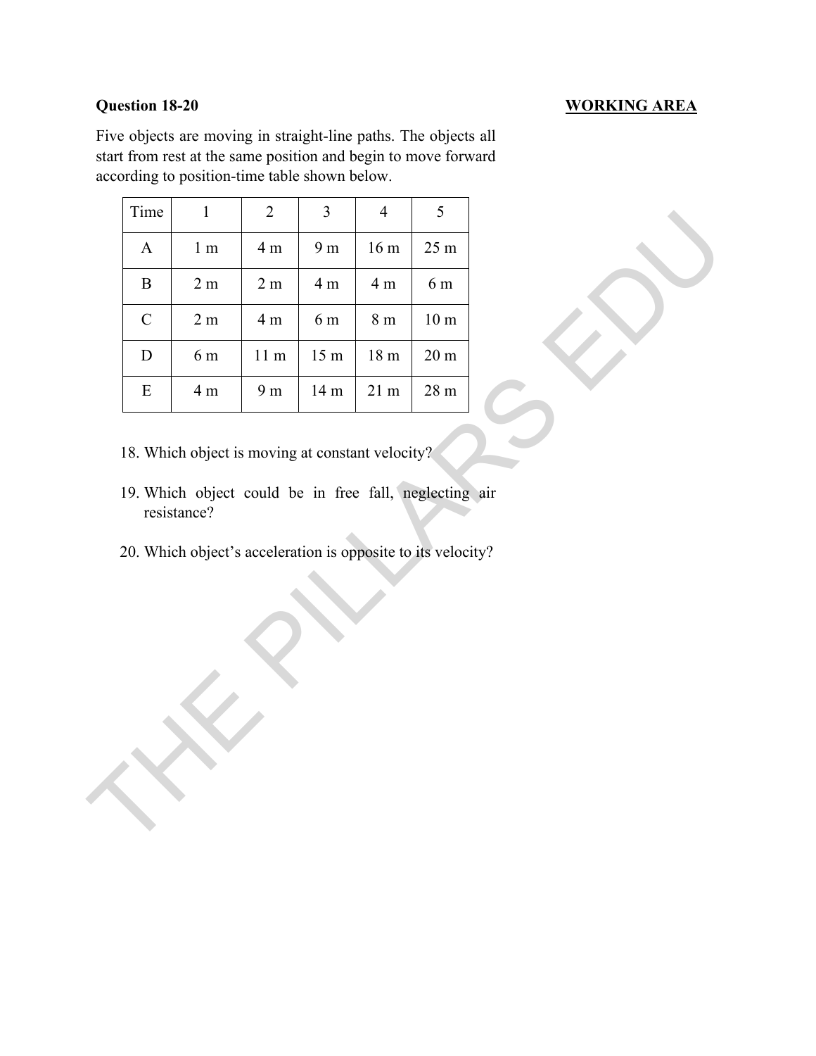**Question 18-20**

**WORKING AREA**

Five objects are moving in straight-line paths. The objects all start from rest at the same position and begin to move forward according to position-time table shown below.

| Time | 1 | 2 | 3 | 4 | 5 |
|---|---|---|---|---|---|
| A | 1 m | 4 m | 9 m | 16 m | 25 m |
| B | 2 m | 2 m | 4 m | 4 m | 6 m |
| C | 2 m | 4 m | 6 m | 8 m | 10 m |
| D | 6 m | 11 m | 15 m | 18 m | 20 m |
| E | 4 m | 9 m | 14 m | 21 m | 28 m |

18. Which object is moving at constant velocity?
19. Which object could be in free fall, neglecting air resistance?
20. Which object's acceleration is opposite to its velocity?